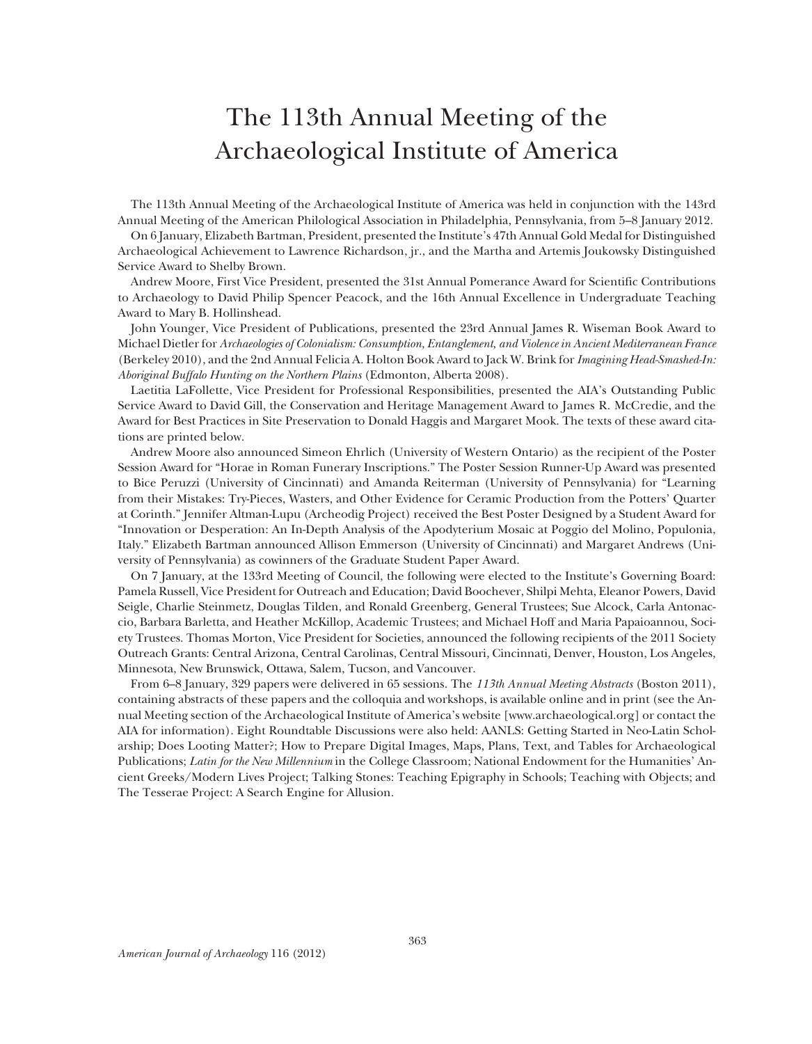# The 113th Annual Meeting of the Archaeological Institute of America

The 113th Annual Meeting of the Archaeological Institute of America was held in conjunction with the 143rd Annual Meeting of the American Philological Association in Philadelphia, Pennsylvania, from 5–8 January 2012.

On 6 January, Elizabeth Bartman, President, presented the Institute's 47th Annual Gold Medal for Distinguished Archaeological Achievement to Lawrence Richardson, jr., and the Martha and Artemis Joukowsky Distinguished Service Award to Shelby Brown.

Andrew Moore, First Vice President, presented the 31st Annual Pomerance Award for Scientific Contributions to Archaeology to David Philip Spencer Peacock, and the 16th Annual Excellence in Undergraduate Teaching Award to Mary B. Hollinshead.

John Younger, Vice President of Publications, presented the 23rd Annual James R. Wiseman Book Award to Michael Dietler for *Archaeologies of Colonialism: Consumption, Entanglement, and Violence in Ancient Mediterranean France* (Berkeley 2010), and the 2nd Annual Felicia A. Holton Book Award to Jack W. Brink for *Imagining Head-Smashed-In: Aboriginal Buffalo Hunting on the Northern Plains* (Edmonton, Alberta 2008).

Laetitia LaFollette, Vice President for Professional Responsibilities, presented the AIA's Outstanding Public Service Award to David Gill, the Conservation and Heritage Management Award to James R. McCredie, and the Award for Best Practices in Site Preservation to Donald Haggis and Margaret Mook. The texts of these award citations are printed below.

Andrew Moore also announced Simeon Ehrlich (University of Western Ontario) as the recipient of the Poster Session Award for "Horae in Roman Funerary Inscriptions." The Poster Session Runner-Up Award was presented to Bice Peruzzi (University of Cincinnati) and Amanda Reiterman (University of Pennsylvania) for "Learning from their Mistakes: Try-Pieces, Wasters, and Other Evidence for Ceramic Production from the Potters' Quarter at Corinth." Jennifer Altman-Lupu (Archeodig Project) received the Best Poster Designed by a Student Award for "Innovation or Desperation: An In-Depth Analysis of the Apodyterium Mosaic at Poggio del Molino, Populonia, Italy." Elizabeth Bartman announced Allison Emmerson (University of Cincinnati) and Margaret Andrews (University of Pennsylvania) as cowinners of the Graduate Student Paper Award.

On 7 January, at the 133rd Meeting of Council, the following were elected to the Institute's Governing Board: Pamela Russell, Vice President for Outreach and Education; David Boochever, Shilpi Mehta, Eleanor Powers, David Seigle, Charlie Steinmetz, Douglas Tilden, and Ronald Greenberg, General Trustees; Sue Alcock, Carla Antonaccio, Barbara Barletta, and Heather McKillop, Academic Trustees; and Michael Hoff and Maria Papaioannou, Society Trustees. Thomas Morton, Vice President for Societies, announced the following recipients of the 2011 Society Outreach Grants: Central Arizona, Central Carolinas, Central Missouri, Cincinnati, Denver, Houston, Los Angeles, Minnesota, New Brunswick, Ottawa, Salem, Tucson, and Vancouver.

From 6–8 January, 329 papers were delivered in 65 sessions. The *113th Annual Meeting Abstracts* (Boston 2011), containing abstracts of these papers and the colloquia and workshops, is available online and in print (see the Annual Meeting section of the Archaeological Institute of America's website [www.archaeological.org] or contact the AIA for information). Eight Roundtable Discussions were also held: AANLS: Getting Started in Neo-Latin Scholarship; Does Looting Matter?; How to Prepare Digital Images, Maps, Plans, Text, and Tables for Archaeological Publications; *Latin for the New Millennium* in the College Classroom; National Endowment for the Humanities' Ancient Greeks/Modern Lives Project; Talking Stones: Teaching Epigraphy in Schools; Teaching with Objects; and The Tesserae Project: A Search Engine for Allusion.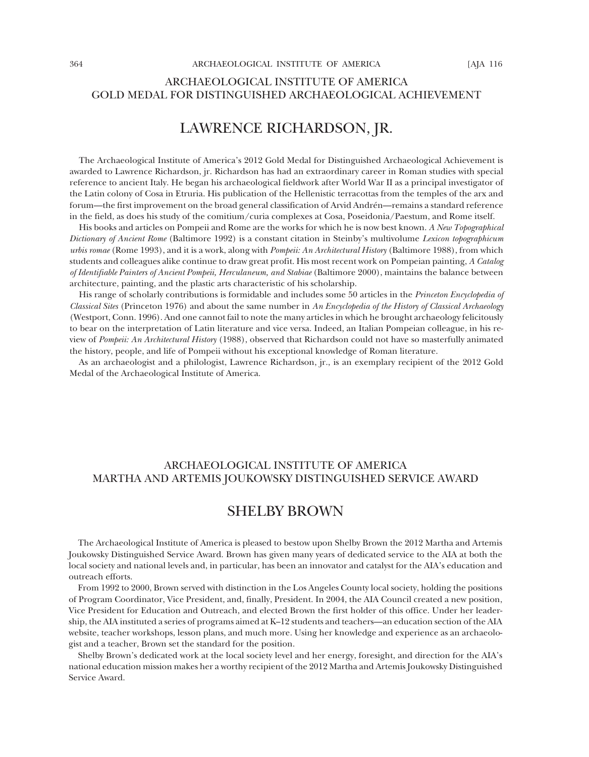## ARCHAEOLOGICAL INSTITUTE OF AMERICA
## GOLD MEDAL FOR DISTINGUISHED ARCHAEOLOGICAL ACHIEVEMENT

# LAWRENCE RICHARDSON, JR.

The Archaeological Institute of America's 2012 Gold Medal for Distinguished Archaeological Achievement is awarded to Lawrence Richardson, jr. Richardson has had an extraordinary career in Roman studies with special reference to ancient Italy. He began his archaeological fieldwork after World War II as a principal investigator of the Latin colony of Cosa in Etruria. His publication of the Hellenistic terracottas from the temples of the arx and forum—the first improvement on the broad general classification of Arvid Andrén—remains a standard reference in the field, as does his study of the comitium/curia complexes at Cosa, Poseidonia/Paestum, and Rome itself.

His books and articles on Pompeii and Rome are the works for which he is now best known. *A New Topographical Dictionary of Ancient Rome* (Baltimore 1992) is a constant citation in Steinby's multivolume *Lexicon topographicum urbis romae* (Rome 1993), and it is a work, along with *Pompeii: An Architectural History* (Baltimore 1988), from which students and colleagues alike continue to draw great profit. His most recent work on Pompeian painting, *A Catalog of Identifiable Painters of Ancient Pompeii, Herculaneum, and Stabiae* (Baltimore 2000), maintains the balance between architecture, painting, and the plastic arts characteristic of his scholarship.

His range of scholarly contributions is formidable and includes some 50 articles in the *Princeton Encyclopedia of Classical Sites* (Princeton 1976) and about the same number in *An Encyclopedia of the History of Classical Archaeology* (Westport, Conn. 1996). And one cannot fail to note the many articles in which he brought archaeology felicitously to bear on the interpretation of Latin literature and vice versa. Indeed, an Italian Pompeian colleague, in his review of *Pompeii: An Architectural History* (1988), observed that Richardson could not have so masterfully animated the history, people, and life of Pompeii without his exceptional knowledge of Roman literature.

As an archaeologist and a philologist, Lawrence Richardson, jr., is an exemplary recipient of the 2012 Gold Medal of the Archaeological Institute of America.

## ARCHAEOLOGICAL INSTITUTE OF AMERICA
## MARTHA AND ARTEMIS JOUKOWSKY DISTINGUISHED SERVICE AWARD

# SHELBY BROWN

The Archaeological Institute of America is pleased to bestow upon Shelby Brown the 2012 Martha and Artemis Joukowsky Distinguished Service Award. Brown has given many years of dedicated service to the AIA at both the local society and national levels and, in particular, has been an innovator and catalyst for the AIA's education and outreach efforts.

From 1992 to 2000, Brown served with distinction in the Los Angeles County local society, holding the positions of Program Coordinator, Vice President, and, finally, President. In 2004, the AIA Council created a new position, Vice President for Education and Outreach, and elected Brown the first holder of this office. Under her leadership, the AIA instituted a series of programs aimed at K–12 students and teachers—an education section of the AIA website, teacher workshops, lesson plans, and much more. Using her knowledge and experience as an archaeologist and a teacher, Brown set the standard for the position.

Shelby Brown's dedicated work at the local society level and her energy, foresight, and direction for the AIA's national education mission makes her a worthy recipient of the 2012 Martha and Artemis Joukowsky Distinguished Service Award.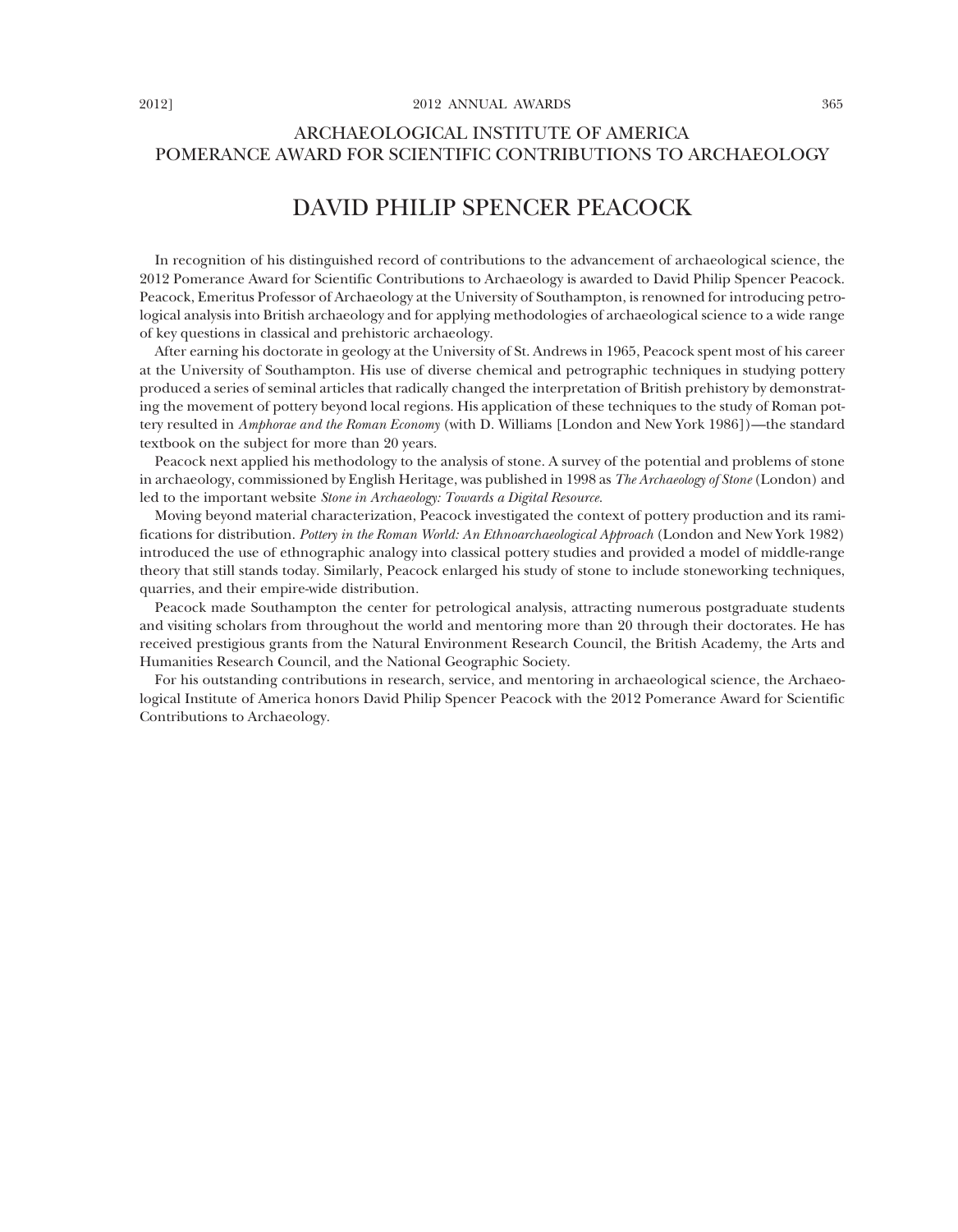## ARCHAEOLOGICAL INSTITUTE OF AMERICA
## POMERANCE AWARD FOR SCIENTIFIC CONTRIBUTIONS TO ARCHAEOLOGY

# DAVID PHILIP SPENCER PEACOCK

In recognition of his distinguished record of contributions to the advancement of archaeological science, the 2012 Pomerance Award for Scientific Contributions to Archaeology is awarded to David Philip Spencer Peacock. Peacock, Emeritus Professor of Archaeology at the University of Southampton, is renowned for introducing petrological analysis into British archaeology and for applying methodologies of archaeological science to a wide range of key questions in classical and prehistoric archaeology.

After earning his doctorate in geology at the University of St. Andrews in 1965, Peacock spent most of his career at the University of Southampton. His use of diverse chemical and petrographic techniques in studying pottery produced a series of seminal articles that radically changed the interpretation of British prehistory by demonstrating the movement of pottery beyond local regions. His application of these techniques to the study of Roman pottery resulted in *Amphorae and the Roman Economy* (with D. Williams [London and New York 1986])—the standard textbook on the subject for more than 20 years.

Peacock next applied his methodology to the analysis of stone. A survey of the potential and problems of stone in archaeology, commissioned by English Heritage, was published in 1998 as *The Archaeology of Stone* (London) and led to the important website *Stone in Archaeology: Towards a Digital Resource*.

Moving beyond material characterization, Peacock investigated the context of pottery production and its ramifications for distribution. *Pottery in the Roman World: An Ethnoarchaeological Approach* (London and New York 1982) introduced the use of ethnographic analogy into classical pottery studies and provided a model of middle-range theory that still stands today. Similarly, Peacock enlarged his study of stone to include stoneworking techniques, quarries, and their empire-wide distribution.

Peacock made Southampton the center for petrological analysis, attracting numerous postgraduate students and visiting scholars from throughout the world and mentoring more than 20 through their doctorates. He has received prestigious grants from the Natural Environment Research Council, the British Academy, the Arts and Humanities Research Council, and the National Geographic Society.

For his outstanding contributions in research, service, and mentoring in archaeological science, the Archaeological Institute of America honors David Philip Spencer Peacock with the 2012 Pomerance Award for Scientific Contributions to Archaeology.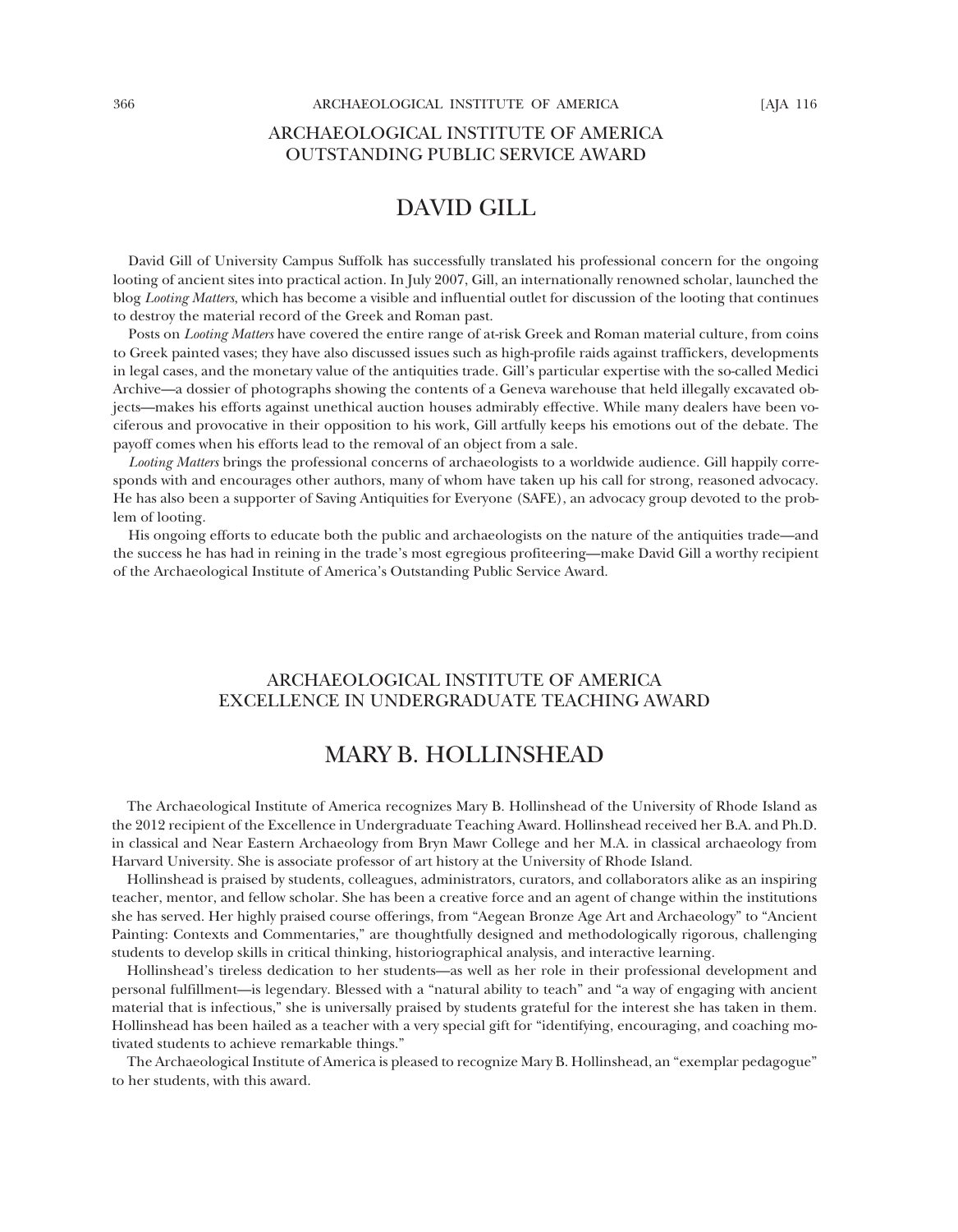## ARCHAEOLOGICAL INSTITUTE OF AMERICA OUTSTANDING PUBLIC SERVICE AWARD

# DAVID GILL

David Gill of University Campus Suffolk has successfully translated his professional concern for the ongoing looting of ancient sites into practical action. In July 2007, Gill, an internationally renowned scholar, launched the blog *Looting Matters*, which has become a visible and influential outlet for discussion of the looting that continues to destroy the material record of the Greek and Roman past.

Posts on *Looting Matters* have covered the entire range of at-risk Greek and Roman material culture, from coins to Greek painted vases; they have also discussed issues such as high-profile raids against traffickers, developments in legal cases, and the monetary value of the antiquities trade. Gill's particular expertise with the so-called Medici Archive—a dossier of photographs showing the contents of a Geneva warehouse that held illegally excavated objects—makes his efforts against unethical auction houses admirably effective. While many dealers have been vociferous and provocative in their opposition to his work, Gill artfully keeps his emotions out of the debate. The payoff comes when his efforts lead to the removal of an object from a sale.

*Looting Matters* brings the professional concerns of archaeologists to a worldwide audience. Gill happily corresponds with and encourages other authors, many of whom have taken up his call for strong, reasoned advocacy. He has also been a supporter of Saving Antiquities for Everyone (SAFE), an advocacy group devoted to the problem of looting.

His ongoing efforts to educate both the public and archaeologists on the nature of the antiquities trade—and the success he has had in reining in the trade's most egregious profiteering—make David Gill a worthy recipient of the Archaeological Institute of America's Outstanding Public Service Award.

## ARCHAEOLOGICAL INSTITUTE OF AMERICA EXCELLENCE IN UNDERGRADUATE TEACHING AWARD

# MARY B. HOLLINSHEAD

The Archaeological Institute of America recognizes Mary B. Hollinshead of the University of Rhode Island as the 2012 recipient of the Excellence in Undergraduate Teaching Award. Hollinshead received her B.A. and Ph.D. in classical and Near Eastern Archaeology from Bryn Mawr College and her M.A. in classical archaeology from Harvard University. She is associate professor of art history at the University of Rhode Island.

Hollinshead is praised by students, colleagues, administrators, curators, and collaborators alike as an inspiring teacher, mentor, and fellow scholar. She has been a creative force and an agent of change within the institutions she has served. Her highly praised course offerings, from "Aegean Bronze Age Art and Archaeology" to "Ancient Painting: Contexts and Commentaries," are thoughtfully designed and methodologically rigorous, challenging students to develop skills in critical thinking, historiographical analysis, and interactive learning.

Hollinshead's tireless dedication to her students—as well as her role in their professional development and personal fulfillment—is legendary. Blessed with a "natural ability to teach" and "a way of engaging with ancient material that is infectious," she is universally praised by students grateful for the interest she has taken in them. Hollinshead has been hailed as a teacher with a very special gift for "identifying, encouraging, and coaching motivated students to achieve remarkable things."

The Archaeological Institute of America is pleased to recognize Mary B. Hollinshead, an "exemplar pedagogue" to her students, with this award.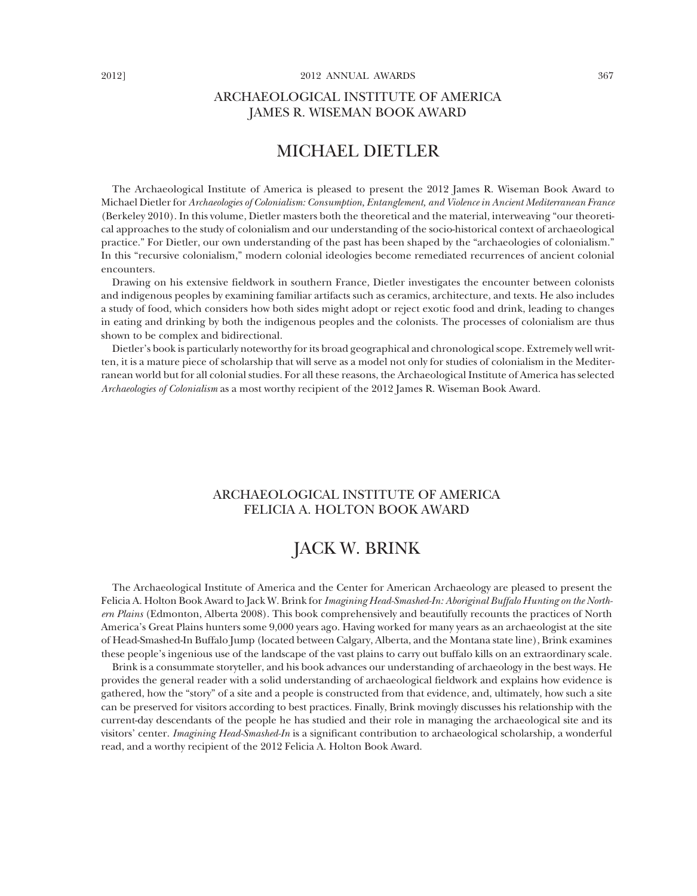## ARCHAEOLOGICAL INSTITUTE OF AMERICA
## JAMES R. WISEMAN BOOK AWARD

# MICHAEL DIETLER

The Archaeological Institute of America is pleased to present the 2012 James R. Wiseman Book Award to Michael Dietler for *Archaeologies of Colonialism: Consumption, Entanglement, and Violence in Ancient Mediterranean France* (Berkeley 2010). In this volume, Dietler masters both the theoretical and the material, interweaving "our theoretical approaches to the study of colonialism and our understanding of the socio-historical context of archaeological practice." For Dietler, our own understanding of the past has been shaped by the "archaeologies of colonialism." In this "recursive colonialism," modern colonial ideologies become remediated recurrences of ancient colonial encounters.

Drawing on his extensive fieldwork in southern France, Dietler investigates the encounter between colonists and indigenous peoples by examining familiar artifacts such as ceramics, architecture, and texts. He also includes a study of food, which considers how both sides might adopt or reject exotic food and drink, leading to changes in eating and drinking by both the indigenous peoples and the colonists. The processes of colonialism are thus shown to be complex and bidirectional.

Dietler's book is particularly noteworthy for its broad geographical and chronological scope. Extremely well written, it is a mature piece of scholarship that will serve as a model not only for studies of colonialism in the Mediterranean world but for all colonial studies. For all these reasons, the Archaeological Institute of America has selected *Archaeologies of Colonialism* as a most worthy recipient of the 2012 James R. Wiseman Book Award.

## ARCHAEOLOGICAL INSTITUTE OF AMERICA
## FELICIA A. HOLTON BOOK AWARD

# JACK W. BRINK

The Archaeological Institute of America and the Center for American Archaeology are pleased to present the Felicia A. Holton Book Award to Jack W. Brink for *Imagining Head-Smashed-In: Aboriginal Buffalo Hunting on the Northern Plains* (Edmonton, Alberta 2008). This book comprehensively and beautifully recounts the practices of North America's Great Plains hunters some 9,000 years ago. Having worked for many years as an archaeologist at the site of Head-Smashed-In Buffalo Jump (located between Calgary, Alberta, and the Montana state line), Brink examines these people's ingenious use of the landscape of the vast plains to carry out buffalo kills on an extraordinary scale.

Brink is a consummate storyteller, and his book advances our understanding of archaeology in the best ways. He provides the general reader with a solid understanding of archaeological fieldwork and explains how evidence is gathered, how the "story" of a site and a people is constructed from that evidence, and, ultimately, how such a site can be preserved for visitors according to best practices. Finally, Brink movingly discusses his relationship with the current-day descendants of the people he has studied and their role in managing the archaeological site and its visitors' center. *Imagining Head-Smashed-In* is a significant contribution to archaeological scholarship, a wonderful read, and a worthy recipient of the 2012 Felicia A. Holton Book Award.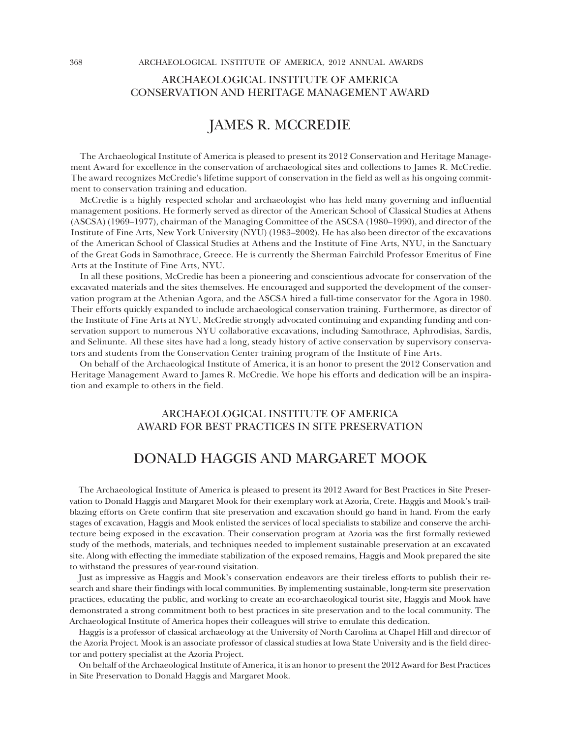## ARCHAEOLOGICAL INSTITUTE OF AMERICA CONSERVATION AND HERITAGE MANAGEMENT AWARD

# JAMES R. MCCREDIE

The Archaeological Institute of America is pleased to present its 2012 Conservation and Heritage Management Award for excellence in the conservation of archaeological sites and collections to James R. McCredie. The award recognizes McCredie's lifetime support of conservation in the field as well as his ongoing commitment to conservation training and education.

McCredie is a highly respected scholar and archaeologist who has held many governing and influential management positions. He formerly served as director of the American School of Classical Studies at Athens (ASCSA) (1969–1977), chairman of the Managing Committee of the ASCSA (1980–1990), and director of the Institute of Fine Arts, New York University (NYU) (1983–2002). He has also been director of the excavations of the American School of Classical Studies at Athens and the Institute of Fine Arts, NYU, in the Sanctuary of the Great Gods in Samothrace, Greece. He is currently the Sherman Fairchild Professor Emeritus of Fine Arts at the Institute of Fine Arts, NYU.

In all these positions, McCredie has been a pioneering and conscientious advocate for conservation of the excavated materials and the sites themselves. He encouraged and supported the development of the conservation program at the Athenian Agora, and the ASCSA hired a full-time conservator for the Agora in 1980. Their efforts quickly expanded to include archaeological conservation training. Furthermore, as director of the Institute of Fine Arts at NYU, McCredie strongly advocated continuing and expanding funding and conservation support to numerous NYU collaborative excavations, including Samothrace, Aphrodisias, Sardis, and Selinunte. All these sites have had a long, steady history of active conservation by supervisory conservators and students from the Conservation Center training program of the Institute of Fine Arts.

On behalf of the Archaeological Institute of America, it is an honor to present the 2012 Conservation and Heritage Management Award to James R. McCredie. We hope his efforts and dedication will be an inspiration and example to others in the field.

## ARCHAEOLOGICAL INSTITUTE OF AMERICA AWARD FOR BEST PRACTICES IN SITE PRESERVATION

# DONALD HAGGIS AND MARGARET MOOK

The Archaeological Institute of America is pleased to present its 2012 Award for Best Practices in Site Preservation to Donald Haggis and Margaret Mook for their exemplary work at Azoria, Crete. Haggis and Mook's trailblazing efforts on Crete confirm that site preservation and excavation should go hand in hand. From the early stages of excavation, Haggis and Mook enlisted the services of local specialists to stabilize and conserve the architecture being exposed in the excavation. Their conservation program at Azoria was the first formally reviewed study of the methods, materials, and techniques needed to implement sustainable preservation at an excavated site. Along with effecting the immediate stabilization of the exposed remains, Haggis and Mook prepared the site to withstand the pressures of year-round visitation.

Just as impressive as Haggis and Mook's conservation endeavors are their tireless efforts to publish their research and share their findings with local communities. By implementing sustainable, long-term site preservation practices, educating the public, and working to create an eco-archaeological tourist site, Haggis and Mook have demonstrated a strong commitment both to best practices in site preservation and to the local community. The Archaeological Institute of America hopes their colleagues will strive to emulate this dedication.

Haggis is a professor of classical archaeology at the University of North Carolina at Chapel Hill and director of the Azoria Project. Mook is an associate professor of classical studies at Iowa State University and is the field director and pottery specialist at the Azoria Project.

On behalf of the Archaeological Institute of America, it is an honor to present the 2012 Award for Best Practices in Site Preservation to Donald Haggis and Margaret Mook.